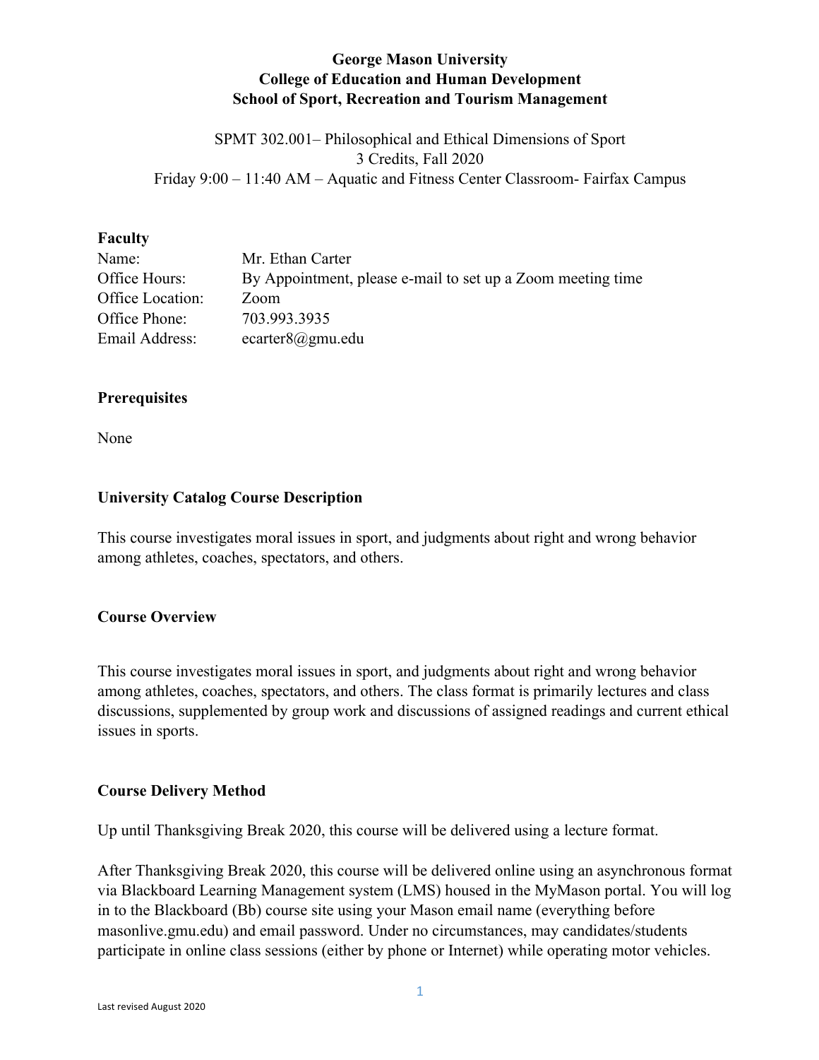**George Mason University**
**College of Education and Human Development**
**School of Sport, Recreation and Tourism Management**

SPMT 302.001– Philosophical and Ethical Dimensions of Sport
3 Credits, Fall 2020
Friday 9:00 – 11:40 AM – Aquatic and Fitness Center Classroom- Fairfax Campus

## Faculty

| | |
|---|---|
| Name: | Mr. Ethan Carter |
| Office Hours: | By Appointment, please e-mail to set up a Zoom meeting time |
| Office Location: | Zoom |
| Office Phone: | 703.993.3935 |
| Email Address: | ecarter8@gmu.edu |

## Prerequisites

None

## University Catalog Course Description

This course investigates moral issues in sport, and judgments about right and wrong behavior among athletes, coaches, spectators, and others.

## Course Overview

This course investigates moral issues in sport, and judgments about right and wrong behavior among athletes, coaches, spectators, and others. The class format is primarily lectures and class discussions, supplemented by group work and discussions of assigned readings and current ethical issues in sports.

## Course Delivery Method

Up until Thanksgiving Break 2020, this course will be delivered using a lecture format.

After Thanksgiving Break 2020, this course will be delivered online using an asynchronous format via Blackboard Learning Management system (LMS) housed in the MyMason portal. You will log in to the Blackboard (Bb) course site using your Mason email name (everything before masonlive.gmu.edu) and email password. Under no circumstances, may candidates/students participate in online class sessions (either by phone or Internet) while operating motor vehicles.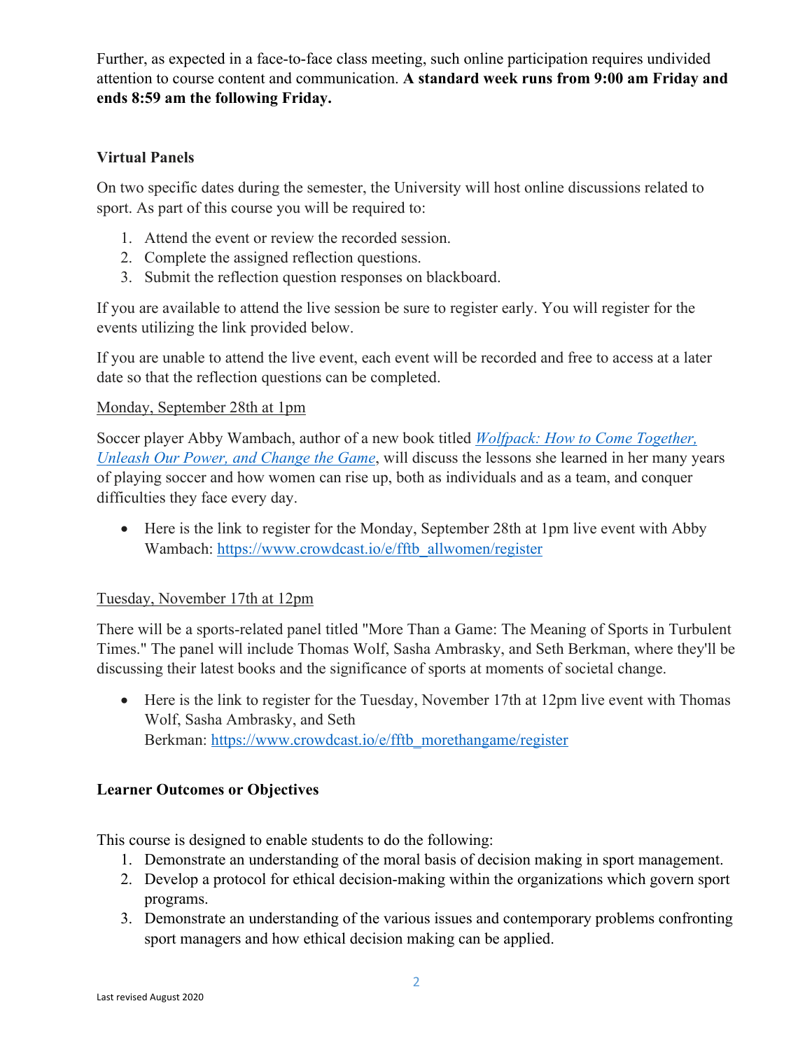Further, as expected in a face-to-face class meeting, such online participation requires undivided attention to course content and communication. **A standard week runs from 9:00 am Friday and ends 8:59 am the following Friday.**

### Virtual Panels

On two specific dates during the semester, the University will host online discussions related to sport. As part of this course you will be required to:

1. Attend the event or review the recorded session.
2. Complete the assigned reflection questions.
3. Submit the reflection question responses on blackboard.

If you are available to attend the live session be sure to register early. You will register for the events utilizing the link provided below.

If you are unable to attend the live event, each event will be recorded and free to access at a later date so that the reflection questions can be completed.

Monday, September 28th at 1pm

Soccer player Abby Wambach, author of a new book titled *Wolfpack: How to Come Together, Unleash Our Power, and Change the Game*, will discuss the lessons she learned in her many years of playing soccer and how women can rise up, both as individuals and as a team, and conquer difficulties they face every day.

- Here is the link to register for the Monday, September 28th at 1pm live event with Abby Wambach: https://www.crowdcast.io/e/fftb_allwomen/register

Tuesday, November 17th at 12pm

There will be a sports-related panel titled "More Than a Game: The Meaning of Sports in Turbulent Times." The panel will include Thomas Wolf, Sasha Ambrasky, and Seth Berkman, where they'll be discussing their latest books and the significance of sports at moments of societal change.

- Here is the link to register for the Tuesday, November 17th at 12pm live event with Thomas Wolf, Sasha Ambrasky, and Seth Berkman: https://www.crowdcast.io/e/fftb_morethangame/register

### Learner Outcomes or Objectives

This course is designed to enable students to do the following:

1. Demonstrate an understanding of the moral basis of decision making in sport management.
2. Develop a protocol for ethical decision-making within the organizations which govern sport programs.
3. Demonstrate an understanding of the various issues and contemporary problems confronting sport managers and how ethical decision making can be applied.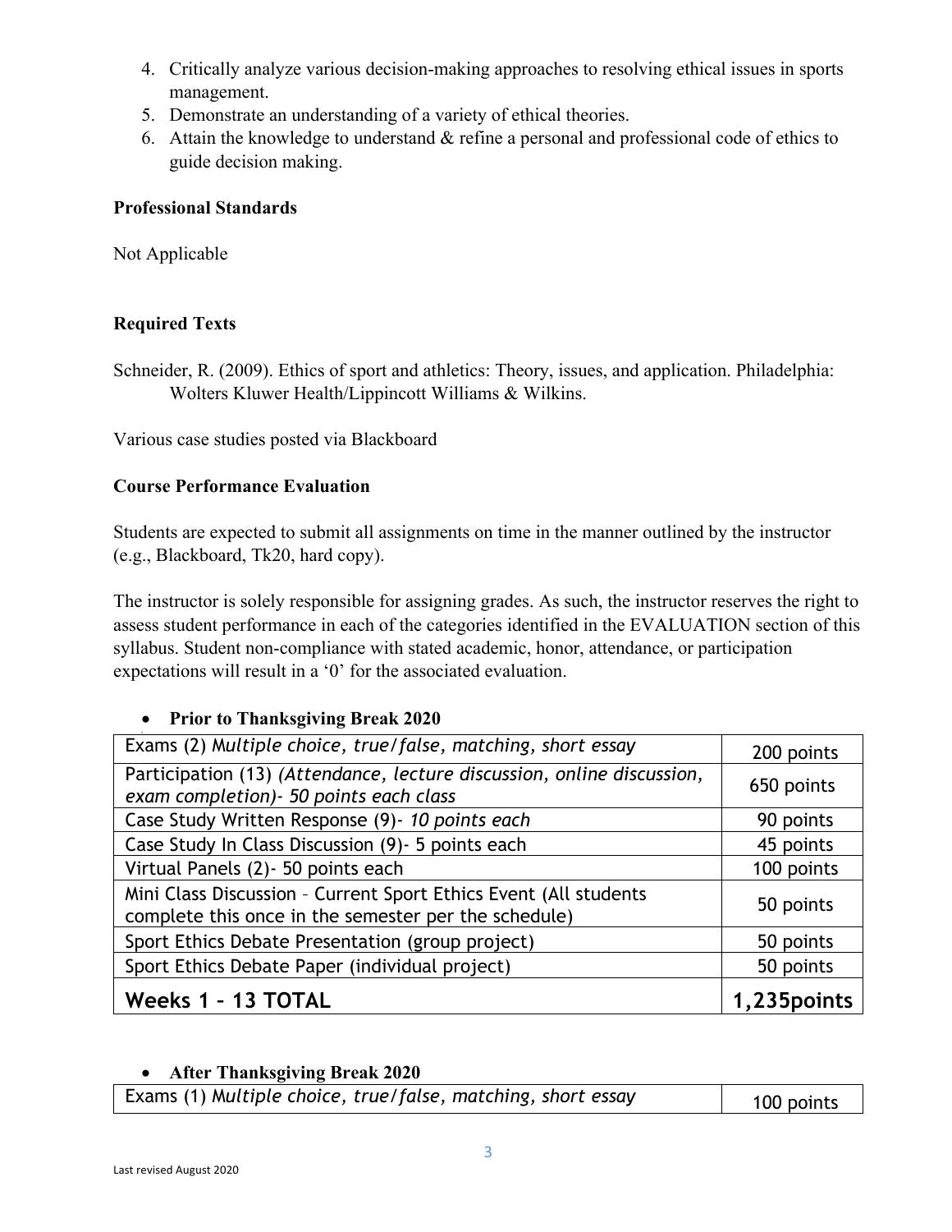4. Critically analyze various decision-making approaches to resolving ethical issues in sports management.
5. Demonstrate an understanding of a variety of ethical theories.
6. Attain the knowledge to understand & refine a personal and professional code of ethics to guide decision making.

**Professional Standards**

Not Applicable

**Required Texts**

Schneider, R. (2009). Ethics of sport and athletics: Theory, issues, and application. Philadelphia: Wolters Kluwer Health/Lippincott Williams & Wilkins.

Various case studies posted via Blackboard

**Course Performance Evaluation**

Students are expected to submit all assignments on time in the manner outlined by the instructor (e.g., Blackboard, Tk20, hard copy).

The instructor is solely responsible for assigning grades. As such, the instructor reserves the right to assess student performance in each of the categories identified in the EVALUATION section of this syllabus. Student non-compliance with stated academic, honor, attendance, or participation expectations will result in a '0' for the associated evaluation.

- **Prior to Thanksgiving Break 2020**

| | |
|---|---|
| Exams (2) *Multiple choice, true/false, matching, short essay* | 200 points |
| Participation (13) *(Attendance, lecture discussion, online discussion, exam completion)- 50 points each class* | 650 points |
| Case Study Written Response (9)- *10 points each* | 90 points |
| Case Study In Class Discussion (9)- 5 points each | 45 points |
| Virtual Panels (2)- 50 points each | 100 points |
| Mini Class Discussion – Current Sport Ethics Event (All students complete this once in the semester per the schedule) | 50 points |
| Sport Ethics Debate Presentation (group project) | 50 points |
| Sport Ethics Debate Paper (individual project) | 50 points |
| **Weeks 1 – 13 TOTAL** | **1,235points** |

- **After Thanksgiving Break 2020**

| | |
|---|---|
| Exams (1) *Multiple choice, true/false, matching, short essay* | 100 points |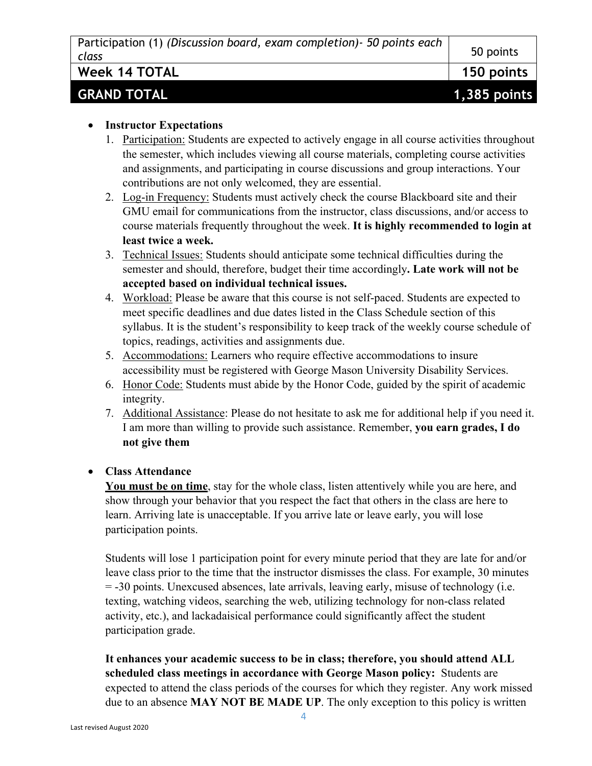| Participation (1) *(Discussion board, exam completion)- 50 points each class* | 50 points |
|---|---|
| **Week 14 TOTAL** | **150 points** |
| **GRAND TOTAL** | **1,385 points** |

- **Instructor Expectations**
  1. Participation: Students are expected to actively engage in all course activities throughout the semester, which includes viewing all course materials, completing course activities and assignments, and participating in course discussions and group interactions. Your contributions are not only welcomed, they are essential.
  2. Log-in Frequency: Students must actively check the course Blackboard site and their GMU email for communications from the instructor, class discussions, and/or access to course materials frequently throughout the week. **It is highly recommended to login at least twice a week.**
  3. Technical Issues: Students should anticipate some technical difficulties during the semester and should, therefore, budget their time accordingly**. Late work will not be accepted based on individual technical issues.**
  4. Workload: Please be aware that this course is not self-paced. Students are expected to meet specific deadlines and due dates listed in the Class Schedule section of this syllabus. It is the student's responsibility to keep track of the weekly course schedule of topics, readings, activities and assignments due.
  5. Accommodations: Learners who require effective accommodations to insure accessibility must be registered with George Mason University Disability Services.
  6. Honor Code: Students must abide by the Honor Code, guided by the spirit of academic integrity.
  7. Additional Assistance: Please do not hesitate to ask me for additional help if you need it. I am more than willing to provide such assistance. Remember, **you earn grades, I do not give them**

- **Class Attendance**

  **You must be on time**, stay for the whole class, listen attentively while you are here, and show through your behavior that you respect the fact that others in the class are here to learn. Arriving late is unacceptable. If you arrive late or leave early, you will lose participation points.

  Students will lose 1 participation point for every minute period that they are late for and/or leave class prior to the time that the instructor dismisses the class. For example, 30 minutes = -30 points. Unexcused absences, late arrivals, leaving early, misuse of technology (i.e. texting, watching videos, searching the web, utilizing technology for non-class related activity, etc.), and lackadaisical performance could significantly affect the student participation grade.

  **It enhances your academic success to be in class; therefore, you should attend ALL scheduled class meetings in accordance with George Mason policy:** Students are expected to attend the class periods of the courses for which they register. Any work missed due to an absence **MAY NOT BE MADE UP**. The only exception to this policy is written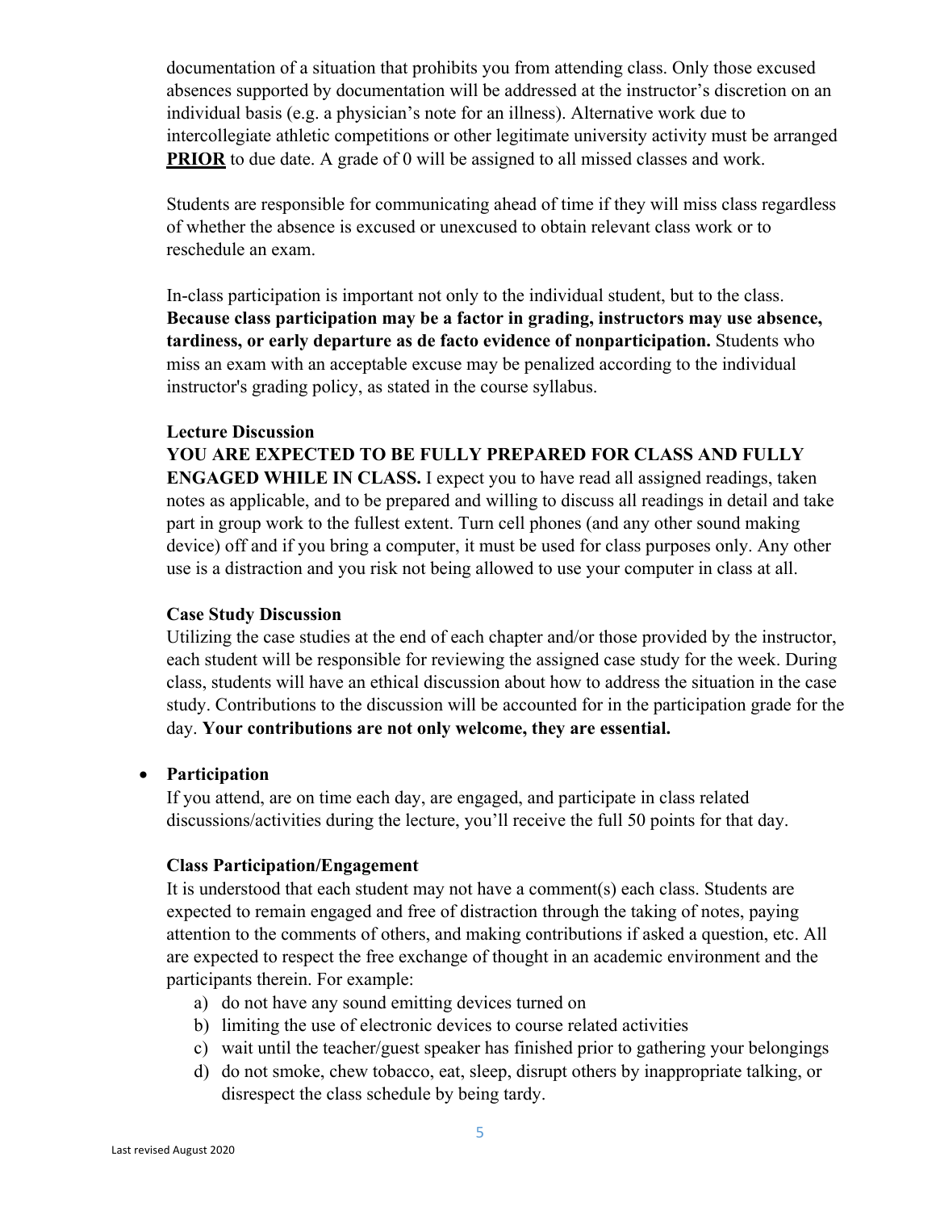documentation of a situation that prohibits you from attending class. Only those excused absences supported by documentation will be addressed at the instructor's discretion on an individual basis (e.g. a physician's note for an illness). Alternative work due to intercollegiate athletic competitions or other legitimate university activity must be arranged **PRIOR** to due date. A grade of 0 will be assigned to all missed classes and work.

Students are responsible for communicating ahead of time if they will miss class regardless of whether the absence is excused or unexcused to obtain relevant class work or to reschedule an exam.

In-class participation is important not only to the individual student, but to the class. **Because class participation may be a factor in grading, instructors may use absence, tardiness, or early departure as de facto evidence of nonparticipation.** Students who miss an exam with an acceptable excuse may be penalized according to the individual instructor's grading policy, as stated in the course syllabus.

**Lecture Discussion**

**YOU ARE EXPECTED TO BE FULLY PREPARED FOR CLASS AND FULLY ENGAGED WHILE IN CLASS.** I expect you to have read all assigned readings, taken notes as applicable, and to be prepared and willing to discuss all readings in detail and take part in group work to the fullest extent. Turn cell phones (and any other sound making device) off and if you bring a computer, it must be used for class purposes only. Any other use is a distraction and you risk not being allowed to use your computer in class at all.

**Case Study Discussion**

Utilizing the case studies at the end of each chapter and/or those provided by the instructor, each student will be responsible for reviewing the assigned case study for the week. During class, students will have an ethical discussion about how to address the situation in the case study. Contributions to the discussion will be accounted for in the participation grade for the day. **Your contributions are not only welcome, they are essential.**

- **Participation**

  If you attend, are on time each day, are engaged, and participate in class related discussions/activities during the lecture, you'll receive the full 50 points for that day.

**Class Participation/Engagement**

It is understood that each student may not have a comment(s) each class. Students are expected to remain engaged and free of distraction through the taking of notes, paying attention to the comments of others, and making contributions if asked a question, etc. All are expected to respect the free exchange of thought in an academic environment and the participants therein. For example:

a) do not have any sound emitting devices turned on
b) limiting the use of electronic devices to course related activities
c) wait until the teacher/guest speaker has finished prior to gathering your belongings
d) do not smoke, chew tobacco, eat, sleep, disrupt others by inappropriate talking, or disrespect the class schedule by being tardy.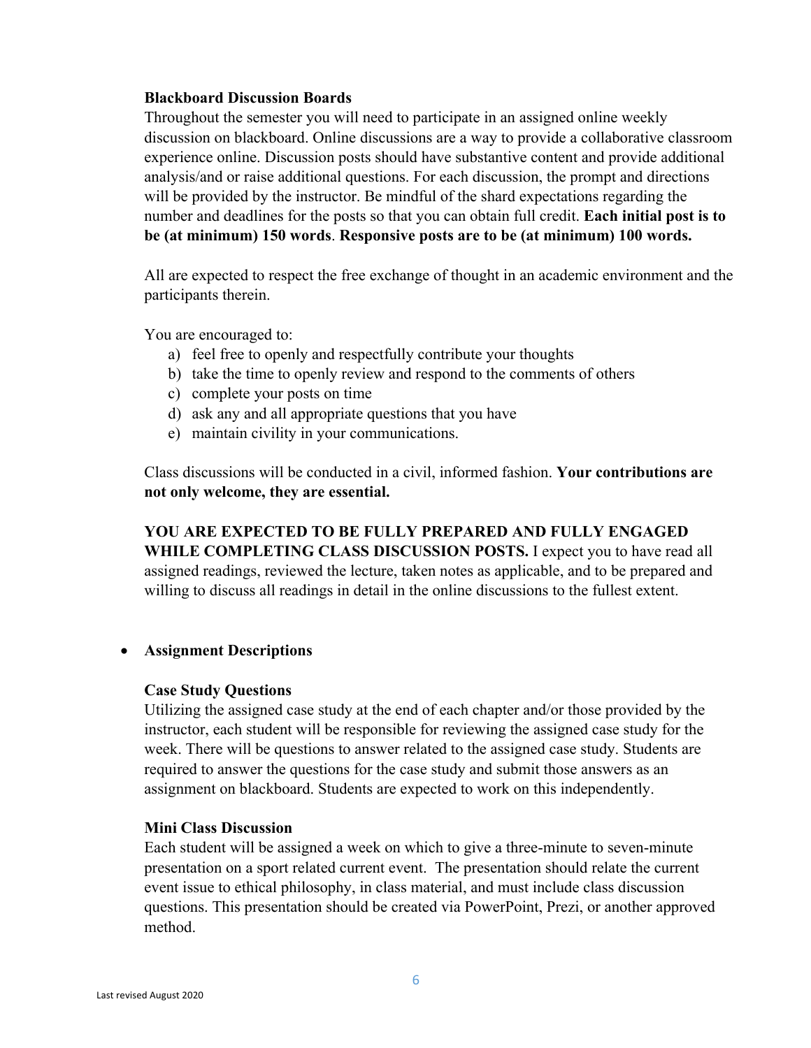**Blackboard Discussion Boards**
Throughout the semester you will need to participate in an assigned online weekly discussion on blackboard. Online discussions are a way to provide a collaborative classroom experience online. Discussion posts should have substantive content and provide additional analysis/and or raise additional questions. For each discussion, the prompt and directions will be provided by the instructor. Be mindful of the shard expectations regarding the number and deadlines for the posts so that you can obtain full credit. **Each initial post is to be (at minimum) 150 words**. **Responsive posts are to be (at minimum) 100 words.**

All are expected to respect the free exchange of thought in an academic environment and the participants therein.

You are encouraged to:

a) feel free to openly and respectfully contribute your thoughts
b) take the time to openly review and respond to the comments of others
c) complete your posts on time
d) ask any and all appropriate questions that you have
e) maintain civility in your communications.

Class discussions will be conducted in a civil, informed fashion. **Your contributions are not only welcome, they are essential.**

**YOU ARE EXPECTED TO BE FULLY PREPARED AND FULLY ENGAGED WHILE COMPLETING CLASS DISCUSSION POSTS.** I expect you to have read all assigned readings, reviewed the lecture, taken notes as applicable, and to be prepared and willing to discuss all readings in detail in the online discussions to the fullest extent.

- **Assignment Descriptions**

**Case Study Questions**
Utilizing the assigned case study at the end of each chapter and/or those provided by the instructor, each student will be responsible for reviewing the assigned case study for the week. There will be questions to answer related to the assigned case study. Students are required to answer the questions for the case study and submit those answers as an assignment on blackboard. Students are expected to work on this independently.

**Mini Class Discussion**
Each student will be assigned a week on which to give a three-minute to seven-minute presentation on a sport related current event. The presentation should relate the current event issue to ethical philosophy, in class material, and must include class discussion questions. This presentation should be created via PowerPoint, Prezi, or another approved method.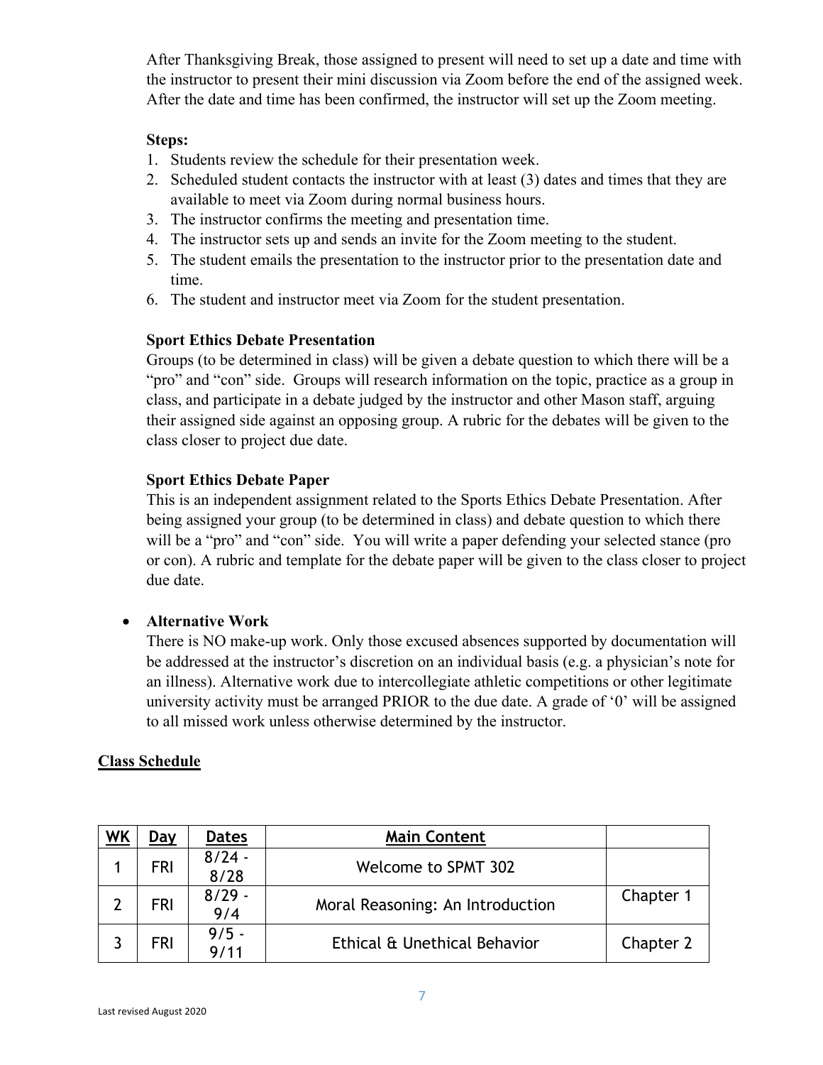After Thanksgiving Break, those assigned to present will need to set up a date and time with the instructor to present their mini discussion via Zoom before the end of the assigned week. After the date and time has been confirmed, the instructor will set up the Zoom meeting.

**Steps:**

1. Students review the schedule for their presentation week.
2. Scheduled student contacts the instructor with at least (3) dates and times that they are available to meet via Zoom during normal business hours.
3. The instructor confirms the meeting and presentation time.
4. The instructor sets up and sends an invite for the Zoom meeting to the student.
5. The student emails the presentation to the instructor prior to the presentation date and time.
6. The student and instructor meet via Zoom for the student presentation.

**Sport Ethics Debate Presentation**

Groups (to be determined in class) will be given a debate question to which there will be a "pro" and "con" side. Groups will research information on the topic, practice as a group in class, and participate in a debate judged by the instructor and other Mason staff, arguing their assigned side against an opposing group. A rubric for the debates will be given to the class closer to project due date.

**Sport Ethics Debate Paper**

This is an independent assignment related to the Sports Ethics Debate Presentation. After being assigned your group (to be determined in class) and debate question to which there will be a "pro" and "con" side. You will write a paper defending your selected stance (pro or con). A rubric and template for the debate paper will be given to the class closer to project due date.

- **Alternative Work**

  There is NO make-up work. Only those excused absences supported by documentation will be addressed at the instructor's discretion on an individual basis (e.g. a physician's note for an illness). Alternative work due to intercollegiate athletic competitions or other legitimate university activity must be arranged PRIOR to the due date. A grade of '0' will be assigned to all missed work unless otherwise determined by the instructor.

## Class Schedule

| WK | Day | Dates | Main Content | |
|---|---|---|---|---|
| 1 | FRI | 8/24 - 8/28 | Welcome to SPMT 302 | |
| 2 | FRI | 8/29 - 9/4 | Moral Reasoning: An Introduction | Chapter 1 |
| 3 | FRI | 9/5 - 9/11 | Ethical & Unethical Behavior | Chapter 2 |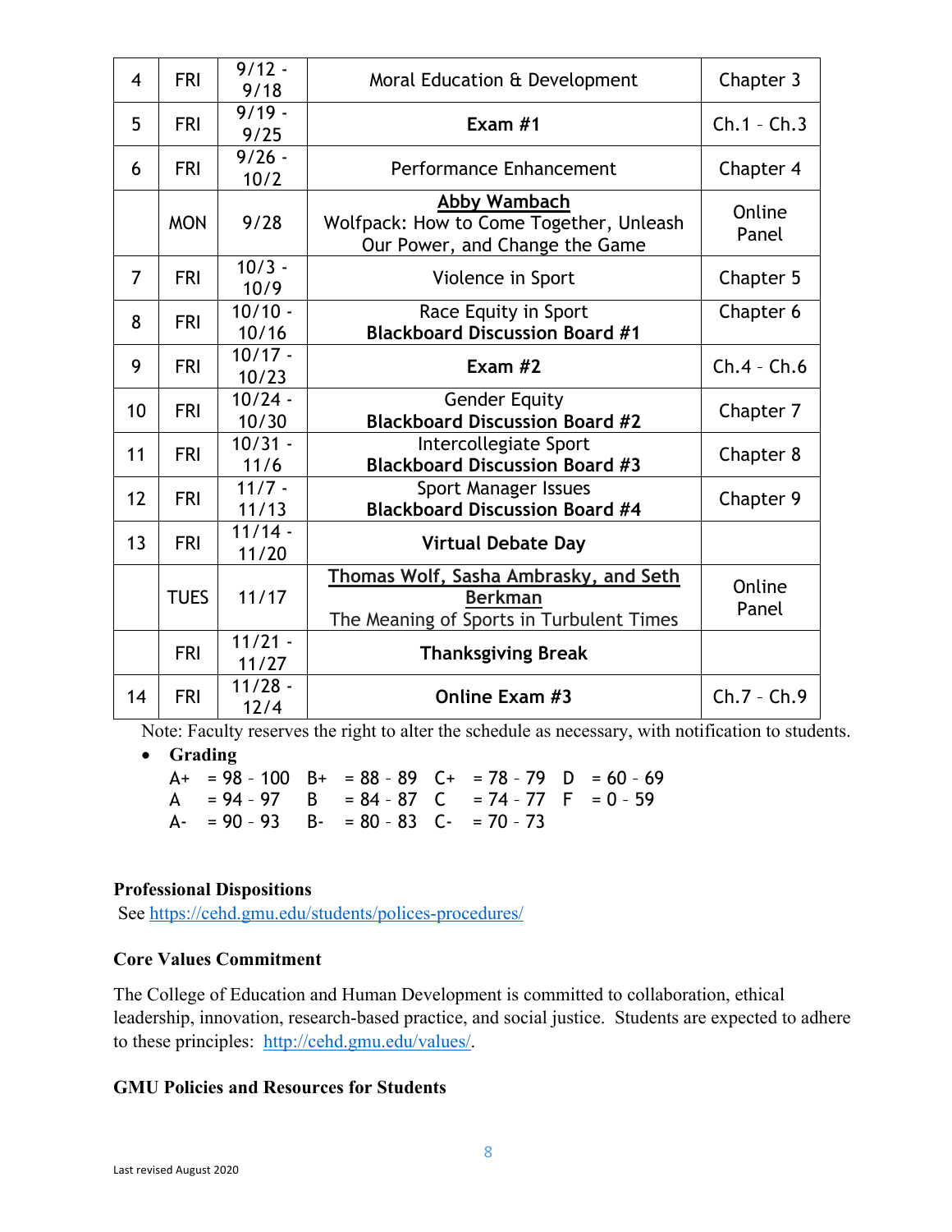| 4 | FRI | 9/12 - 9/18 | Moral Education & Development | Chapter 3 |
|---|---|---|---|---|
| 5 | FRI | 9/19 - 9/25 | **Exam #1** | Ch.1 – Ch.3 |
| 6 | FRI | 9/26 - 10/2 | Performance Enhancement | Chapter 4 |
| | MON | 9/28 | **Abby Wambach** Wolfpack: How to Come Together, Unleash Our Power, and Change the Game | Online Panel |
| 7 | FRI | 10/3 - 10/9 | Violence in Sport | Chapter 5 |
| 8 | FRI | 10/10 - 10/16 | Race Equity in Sport **Blackboard Discussion Board #1** | Chapter 6 |
| 9 | FRI | 10/17 - 10/23 | **Exam #2** | Ch.4 – Ch.6 |
| 10 | FRI | 10/24 - 10/30 | Gender Equity **Blackboard Discussion Board #2** | Chapter 7 |
| 11 | FRI | 10/31 - 11/6 | Intercollegiate Sport **Blackboard Discussion Board #3** | Chapter 8 |
| 12 | FRI | 11/7 - 11/13 | Sport Manager Issues **Blackboard Discussion Board #4** | Chapter 9 |
| 13 | FRI | 11/14 - 11/20 | **Virtual Debate Day** | |
| | TUES | 11/17 | **Thomas Wolf, Sasha Ambrasky, and Seth Berkman** The Meaning of Sports in Turbulent Times | Online Panel |
| | FRI | 11/21 - 11/27 | **Thanksgiving Break** | |
| 14 | FRI | 11/28 - 12/4 | **Online Exam #3** | Ch.7 – Ch.9 |

Note: Faculty reserves the right to alter the schedule as necessary, with notification to students.

- **Grading**

  A+ = 98 – 100 B+ = 88 – 89 C+ = 78 – 79 D = 60 – 69
  A = 94 – 97 B = 84 – 87 C = 74 – 77 F = 0 – 59
  A- = 90 – 93 B- = 80 – 83 C- = 70 – 73

**Professional Dispositions**

See https://cehd.gmu.edu/students/polices-procedures/

**Core Values Commitment**

The College of Education and Human Development is committed to collaboration, ethical leadership, innovation, research-based practice, and social justice. Students are expected to adhere to these principles: http://cehd.gmu.edu/values/.

**GMU Policies and Resources for Students**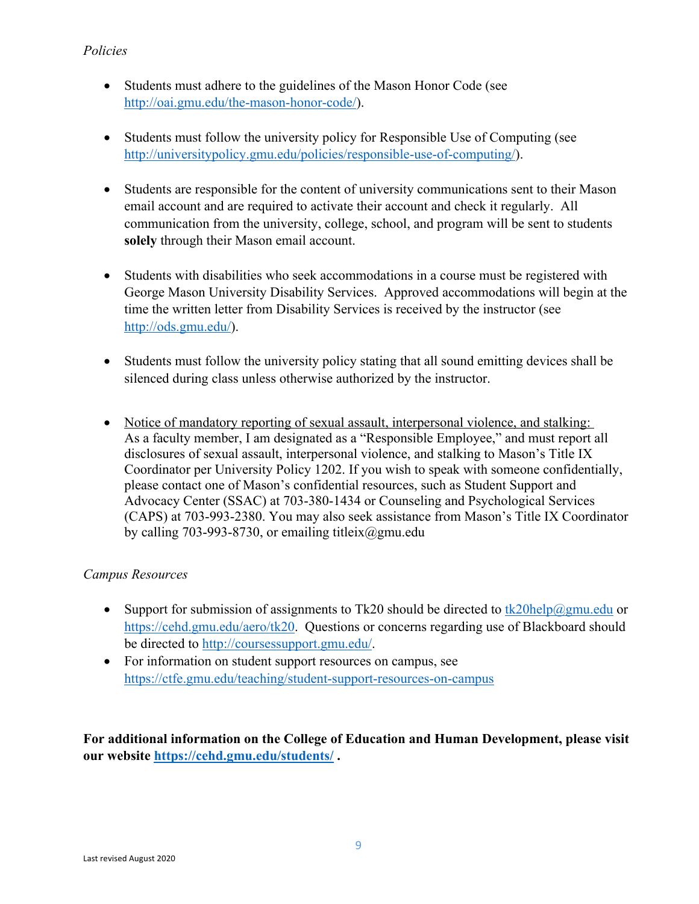*Policies*

- Students must adhere to the guidelines of the Mason Honor Code (see http://oai.gmu.edu/the-mason-honor-code/).

- Students must follow the university policy for Responsible Use of Computing (see http://universitypolicy.gmu.edu/policies/responsible-use-of-computing/).

- Students are responsible for the content of university communications sent to their Mason email account and are required to activate their account and check it regularly. All communication from the university, college, school, and program will be sent to students **solely** through their Mason email account.

- Students with disabilities who seek accommodations in a course must be registered with George Mason University Disability Services. Approved accommodations will begin at the time the written letter from Disability Services is received by the instructor (see http://ods.gmu.edu/).

- Students must follow the university policy stating that all sound emitting devices shall be silenced during class unless otherwise authorized by the instructor.

- Notice of mandatory reporting of sexual assault, interpersonal violence, and stalking: As a faculty member, I am designated as a "Responsible Employee," and must report all disclosures of sexual assault, interpersonal violence, and stalking to Mason's Title IX Coordinator per University Policy 1202. If you wish to speak with someone confidentially, please contact one of Mason's confidential resources, such as Student Support and Advocacy Center (SSAC) at 703-380-1434 or Counseling and Psychological Services (CAPS) at 703-993-2380. You may also seek assistance from Mason's Title IX Coordinator by calling 703-993-8730, or emailing titleix@gmu.edu

*Campus Resources*

- Support for submission of assignments to Tk20 should be directed to tk20help@gmu.edu or https://cehd.gmu.edu/aero/tk20. Questions or concerns regarding use of Blackboard should be directed to http://coursessupport.gmu.edu/.
- For information on student support resources on campus, see https://ctfe.gmu.edu/teaching/student-support-resources-on-campus

**For additional information on the College of Education and Human Development, please visit our website https://cehd.gmu.edu/students/ .**

Last revised August 2020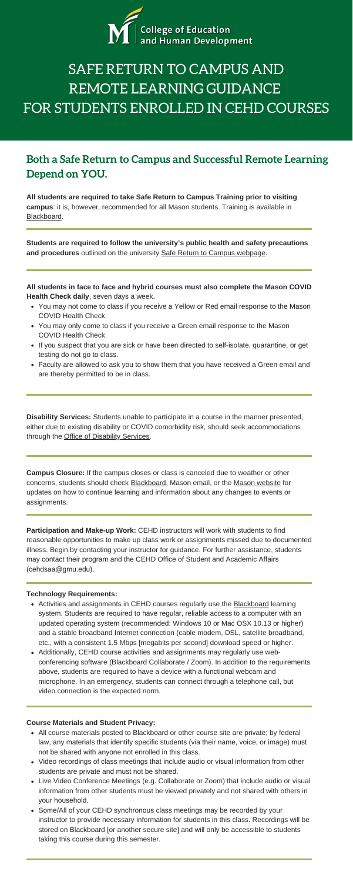College of Education and Human Development

# SAFE RETURN TO CAMPUS AND REMOTE LEARNING GUIDANCE FOR STUDENTS ENROLLED IN CEHD COURSES

## Both a Safe Return to Campus and Successful Remote Learning Depend on YOU.

**All students are required to take Safe Return to Campus Training prior to visiting campus**: it is, however, recommended for all Mason students. Training is available in Blackboard.

**Students are required to follow the university's public health and safety precautions and procedures** outlined on the university Safe Return to Campus webpage.

**All students in face to face and hybrid courses must also complete the Mason COVID Health Check daily**, seven days a week.

- You may not come to class if you receive a Yellow or Red email response to the Mason COVID Health Check.
- You may only come to class if you receive a Green email response to the Mason COVID Health Check.
- If you suspect that you are sick or have been directed to self-isolate, quarantine, or get testing do not go to class.
- Faculty are allowed to ask you to show them that you have received a Green email and are thereby permitted to be in class.

**Disability Services:** Students unable to participate in a course in the manner presented, either due to existing disability or COVID comorbidity risk, should seek accommodations through the Office of Disability Services.

**Campus Closure:** If the campus closes or class is canceled due to weather or other concerns, students should check Blackboard, Mason email, or the Mason website for updates on how to continue learning and information about any changes to events or assignments.

**Participation and Make-up Work:** CEHD instructors will work with students to find reasonable opportunities to make up class work or assignments missed due to documented illness. Begin by contacting your instructor for guidance. For further assistance, students may contact their program and the CEHD Office of Student and Academic Affairs (cehdsaa@gmu.edu).

**Technology Requirements:**

- Activities and assignments in CEHD courses regularly use the Blackboard learning system. Students are required to have regular, reliable access to a computer with an updated operating system (recommended: Windows 10 or Mac OSX 10.13 or higher) and a stable broadband Internet connection (cable modem, DSL, satellite broadband, etc., with a consistent 1.5 Mbps [megabits per second] download speed or higher.
- Additionally, CEHD course activities and assignments may regularly use web-conferencing software (Blackboard Collaborate / Zoom). In addition to the requirements above, students are required to have a device with a functional webcam and microphone. In an emergency, students can connect through a telephone call, but video connection is the expected norm.

**Course Materials and Student Privacy:**

- All course materials posted to Blackboard or other course site are private; by federal law, any materials that identify specific students (via their name, voice, or image) must not be shared with anyone not enrolled in this class.
- Video recordings of class meetings that include audio or visual information from other students are private and must not be shared.
- Live Video Conference Meetings (e.g. Collaborate or Zoom) that include audio or visual information from other students must be viewed privately and not shared with others in your household.
- Some/All of your CEHD synchronous class meetings may be recorded by your instructor to provide necessary information for students in this class. Recordings will be stored on Blackboard [or another secure site] and will only be accessible to students taking this course during this semester.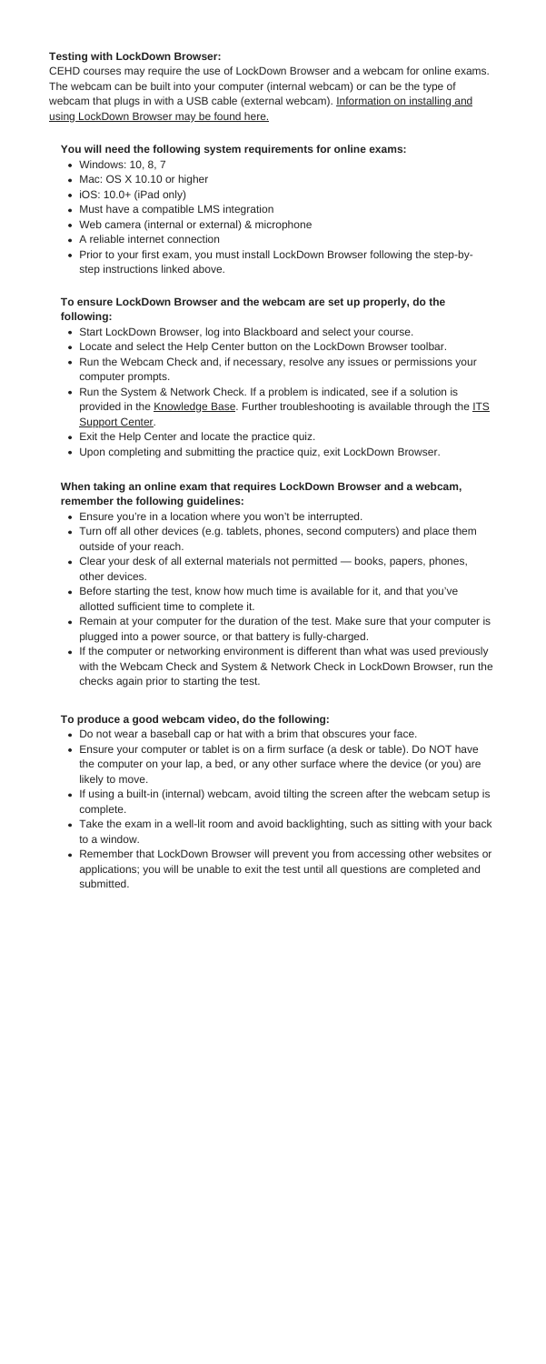**Testing with LockDown Browser:**

CEHD courses may require the use of LockDown Browser and a webcam for online exams. The webcam can be built into your computer (internal webcam) or can be the type of webcam that plugs in with a USB cable (external webcam). Information on installing and using LockDown Browser may be found here.

**You will need the following system requirements for online exams:**

- Windows: 10, 8, 7
- Mac: OS X 10.10 or higher
- iOS: 10.0+ (iPad only)
- Must have a compatible LMS integration
- Web camera (internal or external) & microphone
- A reliable internet connection
- Prior to your first exam, you must install LockDown Browser following the step-by-step instructions linked above.

**To ensure LockDown Browser and the webcam are set up properly, do the following:**

- Start LockDown Browser, log into Blackboard and select your course.
- Locate and select the Help Center button on the LockDown Browser toolbar.
- Run the Webcam Check and, if necessary, resolve any issues or permissions your computer prompts.
- Run the System & Network Check. If a problem is indicated, see if a solution is provided in the Knowledge Base. Further troubleshooting is available through the ITS Support Center.
- Exit the Help Center and locate the practice quiz.
- Upon completing and submitting the practice quiz, exit LockDown Browser.

**When taking an online exam that requires LockDown Browser and a webcam, remember the following guidelines:**

- Ensure you're in a location where you won't be interrupted.
- Turn off all other devices (e.g. tablets, phones, second computers) and place them outside of your reach.
- Clear your desk of all external materials not permitted — books, papers, phones, other devices.
- Before starting the test, know how much time is available for it, and that you've allotted sufficient time to complete it.
- Remain at your computer for the duration of the test. Make sure that your computer is plugged into a power source, or that battery is fully-charged.
- If the computer or networking environment is different than what was used previously with the Webcam Check and System & Network Check in LockDown Browser, run the checks again prior to starting the test.

**To produce a good webcam video, do the following:**

- Do not wear a baseball cap or hat with a brim that obscures your face.
- Ensure your computer or tablet is on a firm surface (a desk or table). Do NOT have the computer on your lap, a bed, or any other surface where the device (or you) are likely to move.
- If using a built-in (internal) webcam, avoid tilting the screen after the webcam setup is complete.
- Take the exam in a well-lit room and avoid backlighting, such as sitting with your back to a window.
- Remember that LockDown Browser will prevent you from accessing other websites or applications; you will be unable to exit the test until all questions are completed and submitted.